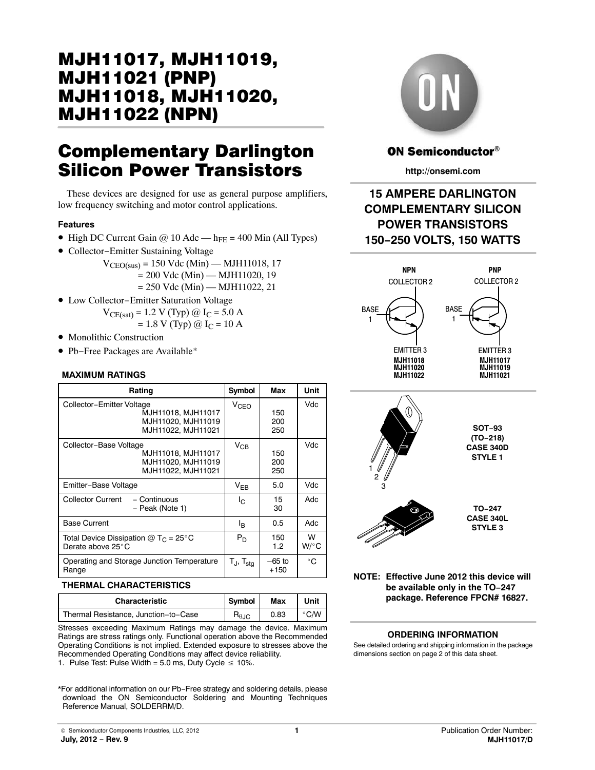# MJH11017, MJH11019, MJH11021 (PNP) MJH11018, MJH11020, MJH11022 (NPN)

## Complementary Darlington Silicon Power Transistors

These devices are designed for use as general purpose amplifiers, low frequency switching and motor control applications.

### Features

- High DC Current Gain @ 10 Adc — $h_{FE}$ = 400 Min (All Types)
- Collector−Emitter Sustaining Voltage
  $V_{CEO(sus)}$ = 150 Vdc (Min) — MJH11018, 17
  = 200 Vdc (Min) — MJH11020, 19
  = 250 Vdc (Min) — MJH11022, 21
- Low Collector−Emitter Saturation Voltage
  $V_{CE(sat)}$ = 1.2 V (Typ) @ $I_C$ = 5.0 A
  = 1.8 V (Typ) @ $I_C$ = 10 A
- Monolithic Construction
- Pb−Free Packages are Available*

ON Semiconductor®

http://onsemi.com

**15 AMPERE DARLINGTON COMPLEMENTARY SILICON POWER TRANSISTORS 150−250 VOLTS, 150 WATTS**

NPN: COLLECTOR 2, BASE 1, EMITTER 3 — MJH11018, MJH11020, MJH11022

PNP: COLLECTOR 2, BASE 1, EMITTER 3 — MJH11017, MJH11019, MJH11021

SOT−93 (TO−218) CASE 340D STYLE 1

TO−247 CASE 340L STYLE 3

**NOTE: Effective June 2012 this device will be available only in the TO−247 package. Reference FPCN# 16827.**

### MAXIMUM RATINGS

| Rating | Symbol | Max | Unit |
|---|---|---|---|
| Collector−Emitter Voltage<br>MJH11018, MJH11017<br>MJH11020, MJH11019<br>MJH11022, MJH11021 | $V_{CEO}$ | <br>150<br>200<br>250 | Vdc |
| Collector−Base Voltage<br>MJH11018, MJH11017<br>MJH11020, MJH11019<br>MJH11022, MJH11021 | $V_{CB}$ | <br>150<br>200<br>250 | Vdc |
| Emitter−Base Voltage | $V_{EB}$ | 5.0 | Vdc |
| Collector Current − Continuous<br>− Peak (Note 1) | $I_C$ | 15<br>30 | Adc |
| Base Current | $I_B$ | 0.5 | Adc |
| Total Device Dissipation @ $T_C$ = 25°C<br>Derate above 25°C | $P_D$ | 150<br>1.2 | W<br>W/°C |
| Operating and Storage Junction Temperature Range | $T_J$, $T_{stg}$ | −65 to +150 | °C |

### THERMAL CHARACTERISTICS

| Characteristic | Symbol | Max | Unit |
|---|---|---|---|
| Thermal Resistance, Junction−to−Case | $R_{\theta JC}$ | 0.83 | °C/W |

Stresses exceeding Maximum Ratings may damage the device. Maximum Ratings are stress ratings only. Functional operation above the Recommended Operating Conditions is not implied. Extended exposure to stresses above the Recommended Operating Conditions may affect device reliability.

1. Pulse Test: Pulse Width = 5.0 ms, Duty Cycle ≤ 10%.

### ORDERING INFORMATION

See detailed ordering and shipping information in the package dimensions section on page 2 of this data sheet.

*For additional information on our Pb−Free strategy and soldering details, please download the ON Semiconductor Soldering and Mounting Techniques Reference Manual, SOLDERRM/D.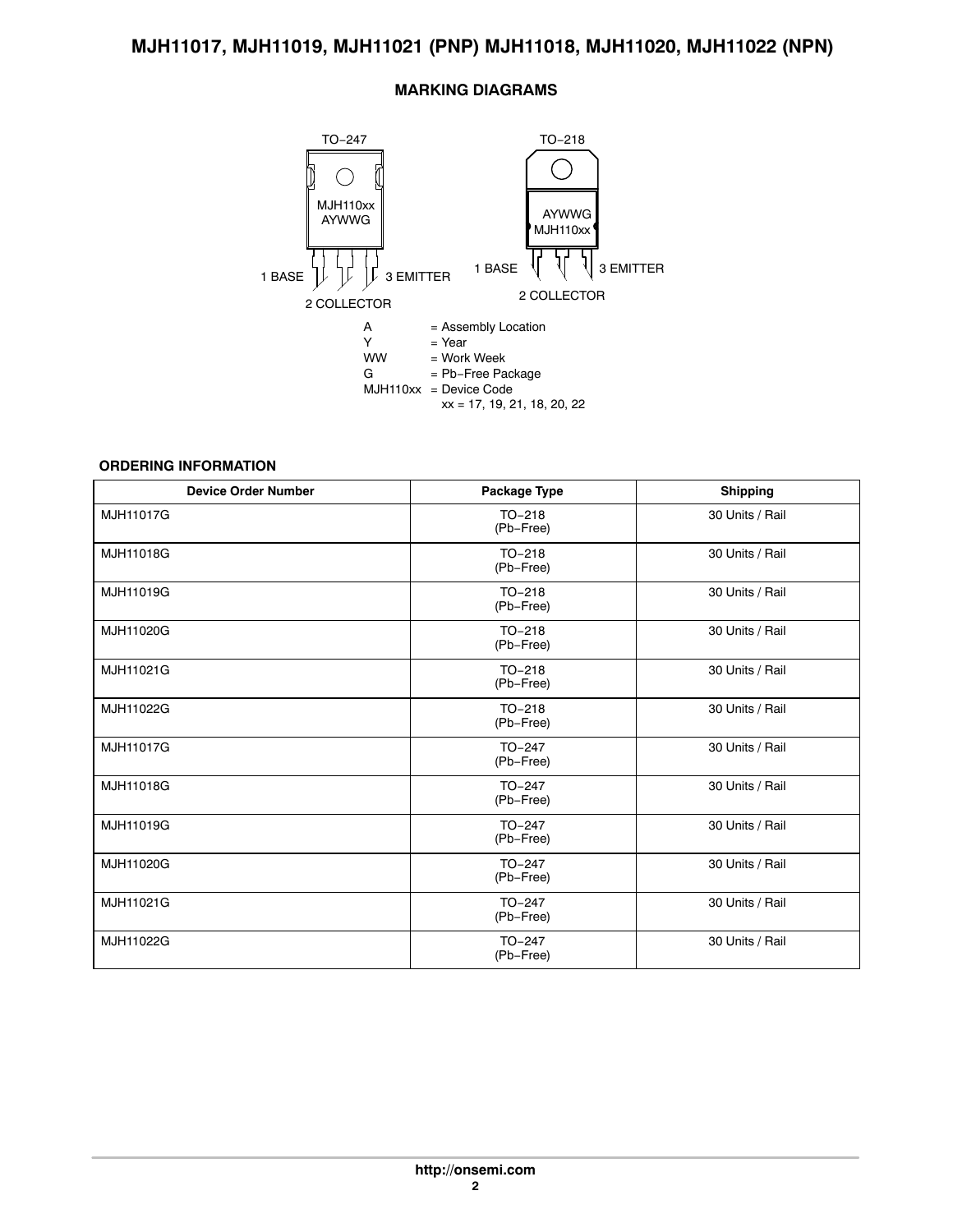## MARKING DIAGRAMS

TO−247

MJH110xx
AYWWG

1 BASE 3 EMITTER
2 COLLECTOR

TO−218

AYWWG
MJH110xx

1 BASE 3 EMITTER
2 COLLECTOR

A = Assembly Location
Y = Year
WW = Work Week
G = Pb−Free Package
MJH110xx = Device Code
xx = 17, 19, 21, 18, 20, 22

## ORDERING INFORMATION

| Device Order Number | Package Type | Shipping |
|---|---|---|
| MJH11017G | TO−218 (Pb−Free) | 30 Units / Rail |
| MJH11018G | TO−218 (Pb−Free) | 30 Units / Rail |
| MJH11019G | TO−218 (Pb−Free) | 30 Units / Rail |
| MJH11020G | TO−218 (Pb−Free) | 30 Units / Rail |
| MJH11021G | TO−218 (Pb−Free) | 30 Units / Rail |
| MJH11022G | TO−218 (Pb−Free) | 30 Units / Rail |
| MJH11017G | TO−247 (Pb−Free) | 30 Units / Rail |
| MJH11018G | TO−247 (Pb−Free) | 30 Units / Rail |
| MJH11019G | TO−247 (Pb−Free) | 30 Units / Rail |
| MJH11020G | TO−247 (Pb−Free) | 30 Units / Rail |
| MJH11021G | TO−247 (Pb−Free) | 30 Units / Rail |
| MJH11022G | TO−247 (Pb−Free) | 30 Units / Rail |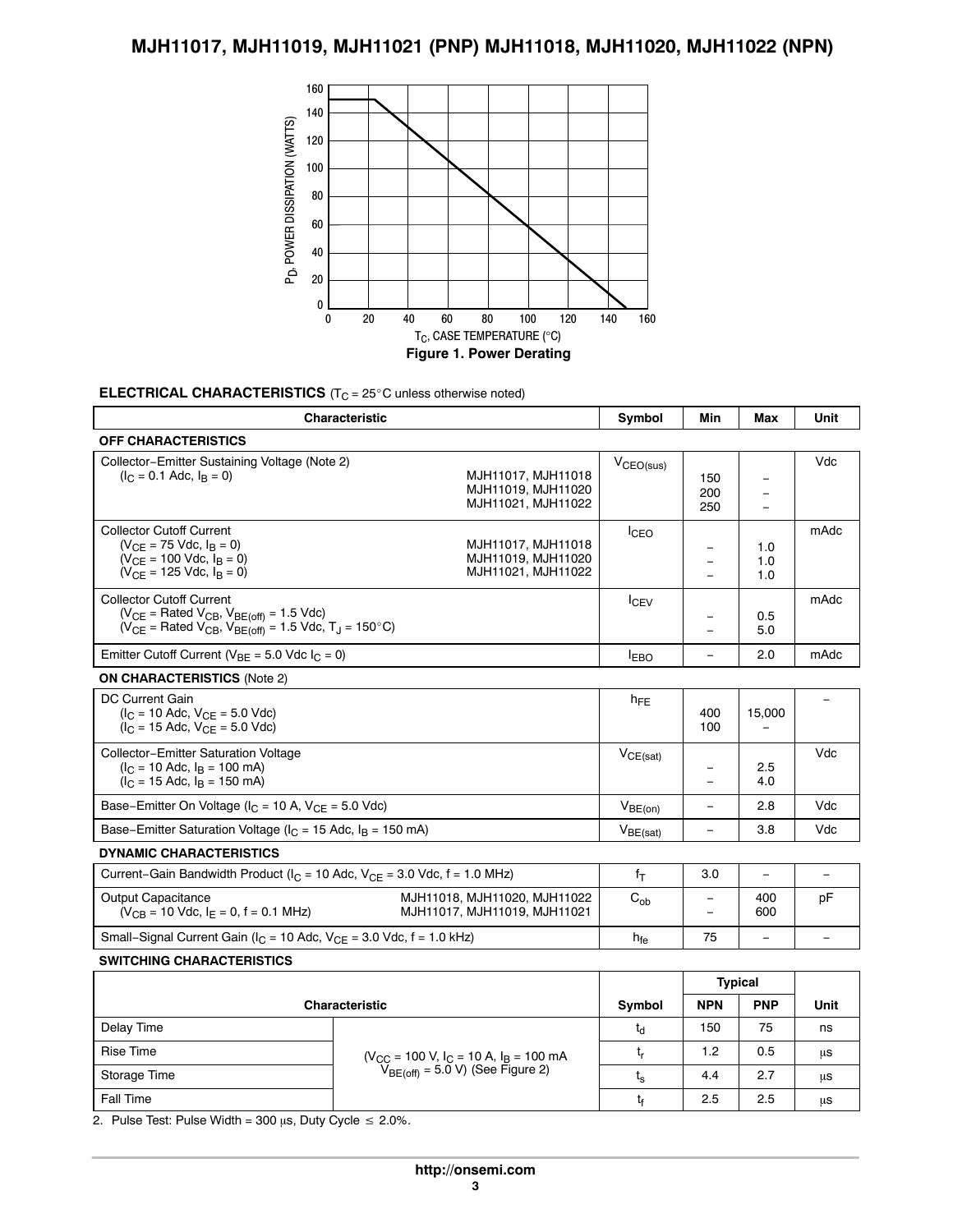Figure 1. Power Derating

**ELECTRICAL CHARACTERISTICS** ($T_C$ = 25°C unless otherwise noted)

| Characteristic | | Symbol | Min | Max | Unit |
|---|---|---|---|---|---|
| **OFF CHARACTERISTICS** | | | | | |
| Collector−Emitter Sustaining Voltage (Note 2) ($I_C$ = 0.1 Adc, $I_B$ = 0) | MJH11017, MJH11018<br>MJH11019, MJH11020<br>MJH11021, MJH11022 | $V_{CEO(sus)}$ | 150<br>200<br>250 | –<br>–<br>– | Vdc |
| Collector Cutoff Current<br>($V_{CE}$ = 75 Vdc, $I_B$ = 0)<br>($V_{CE}$ = 100 Vdc, $I_B$ = 0)<br>($V_{CE}$ = 125 Vdc, $I_B$ = 0) | MJH11017, MJH11018<br>MJH11019, MJH11020<br>MJH11021, MJH11022 | $I_{CEO}$ | –<br>–<br>– | 1.0<br>1.0<br>1.0 | mAdc |
| Collector Cutoff Current<br>($V_{CE}$ = Rated $V_{CB}$, $V_{BE(off)}$ = 1.5 Vdc)<br>($V_{CE}$ = Rated $V_{CB}$, $V_{BE(off)}$ = 1.5 Vdc, $T_J$ = 150°C) | | $I_{CEV}$ | –<br>– | 0.5<br>5.0 | mAdc |
| Emitter Cutoff Current ($V_{BE}$ = 5.0 Vdc $I_C$ = 0) | | $I_{EBO}$ | – | 2.0 | mAdc |
| **ON CHARACTERISTICS** (Note 2) | | | | | |
| DC Current Gain<br>($I_C$ = 10 Adc, $V_{CE}$ = 5.0 Vdc)<br>($I_C$ = 15 Adc, $V_{CE}$ = 5.0 Vdc) | | $h_{FE}$ | 400<br>100 | 15,000<br>– | – |
| Collector−Emitter Saturation Voltage<br>($I_C$ = 10 Adc, $I_B$ = 100 mA)<br>($I_C$ = 15 Adc, $I_B$ = 150 mA) | | $V_{CE(sat)}$ | –<br>– | 2.5<br>4.0 | Vdc |
| Base−Emitter On Voltage ($I_C$ = 10 A, $V_{CE}$ = 5.0 Vdc) | | $V_{BE(on)}$ | – | 2.8 | Vdc |
| Base−Emitter Saturation Voltage ($I_C$ = 15 Adc, $I_B$ = 150 mA) | | $V_{BE(sat)}$ | – | 3.8 | Vdc |
| **DYNAMIC CHARACTERISTICS** | | | | | |
| Current−Gain Bandwidth Product ($I_C$ = 10 Adc, $V_{CE}$ = 3.0 Vdc, f = 1.0 MHz) | | $f_T$ | 3.0 | – | – |
| Output Capacitance ($V_{CB}$ = 10 Vdc, $I_E$ = 0, f = 0.1 MHz) | MJH11018, MJH11020, MJH11022<br>MJH11017, MJH11019, MJH11021 | $C_{ob}$ | –<br>– | 400<br>600 | pF |
| Small−Signal Current Gain ($I_C$ = 10 Adc, $V_{CE}$ = 3.0 Vdc, f = 1.0 kHz) | | $h_{fe}$ | 75 | – | – |

**SWITCHING CHARACTERISTICS**

| Characteristic | | Symbol | Typical NPN | Typical PNP | Unit |
|---|---|---|---|---|---|
| Delay Time | ($V_{CC}$ = 100 V, $I_C$ = 10 A, $I_B$ = 100 mA $V_{BE(off)}$ = 5.0 V) (See Figure 2) | $t_d$ | 150 | 75 | ns |
| Rise Time | | $t_r$ | 1.2 | 0.5 | μs |
| Storage Time | | $t_s$ | 4.4 | 2.7 | μs |
| Fall Time | | $t_f$ | 2.5 | 2.5 | μs |

2. Pulse Test: Pulse Width = 300 μs, Duty Cycle ≤ 2.0%.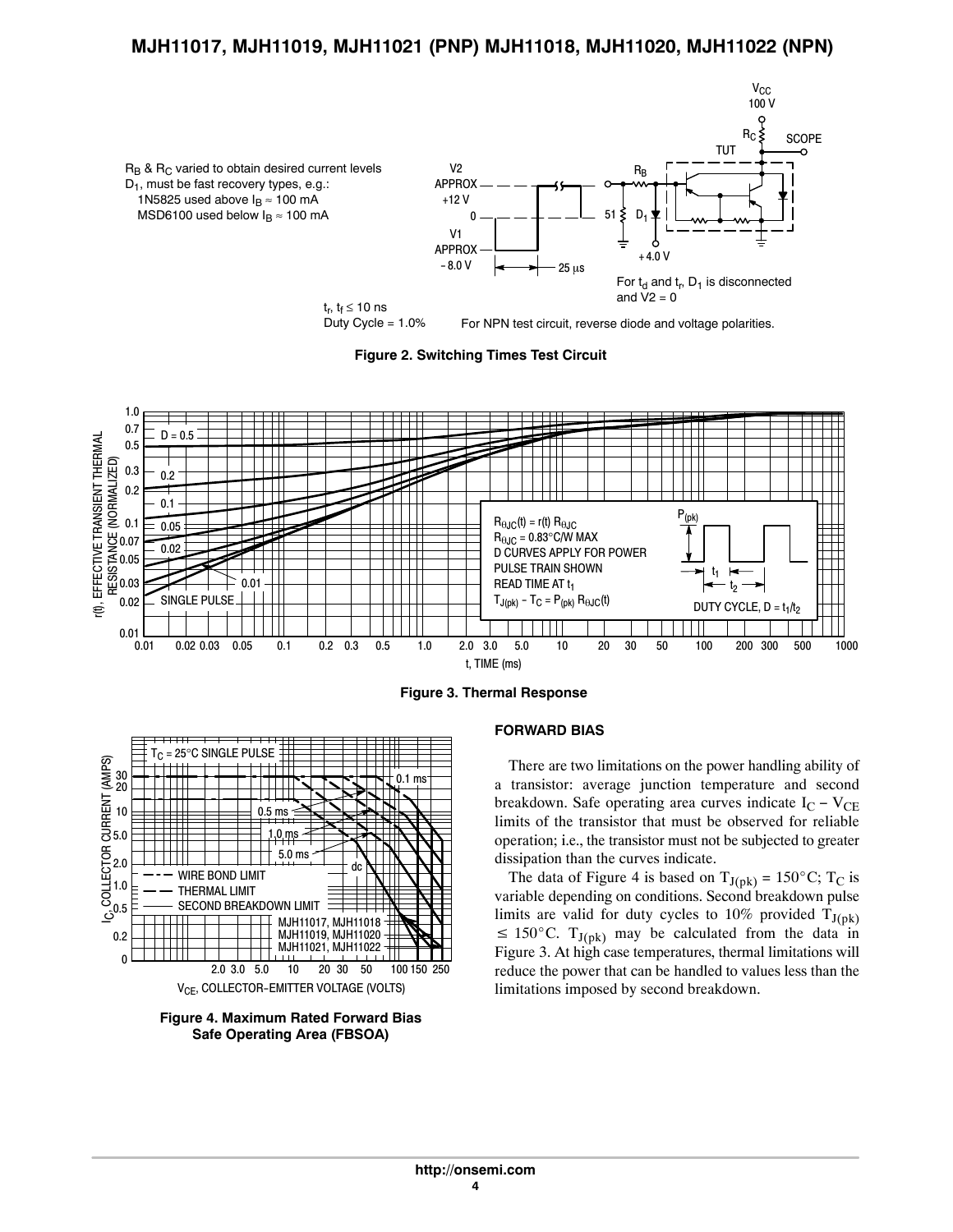$R_B$ & $R_C$ varied to obtain desired current levels
$D_1$, must be fast recovery types, e.g.:
1N5825 used above $I_B \approx 100$ mA
MSD6100 used below $I_B \approx 100$ mA

$t_r$, $t_f \le 10$ ns
Duty Cycle = 1.0%

For $t_d$ and $t_r$, $D_1$ is disconnected and V2 = 0

For NPN test circuit, reverse diode and voltage polarities.

**Figure 2. Switching Times Test Circuit**

$R_{\theta JC}(t) = r(t)\ R_{\theta JC}$
$R_{\theta JC} = 0.83°C/W$ MAX
D CURVES APPLY FOR POWER PULSE TRAIN SHOWN
READ TIME AT $t_1$
$T_{J(pk)} - T_C = P_{(pk)}\ R_{\theta JC}(t)$

DUTY CYCLE, $D = t_1/t_2$

**Figure 3. Thermal Response**

**Figure 4. Maximum Rated Forward Bias Safe Operating Area (FBSOA)**

**FORWARD BIAS**

There are two limitations on the power handling ability of a transistor: average junction temperature and second breakdown. Safe operating area curves indicate $I_C - V_{CE}$ limits of the transistor that must be observed for reliable operation; i.e., the transistor must not be subjected to greater dissipation than the curves indicate.

The data of Figure 4 is based on $T_{J(pk)} = 150°C$; $T_C$ is variable depending on conditions. Second breakdown pulse limits are valid for duty cycles to 10% provided $T_{J(pk)} \le 150°C$. $T_{J(pk)}$ may be calculated from the data in Figure 3. At high case temperatures, thermal limitations will reduce the power that can be handled to values less than the limitations imposed by second breakdown.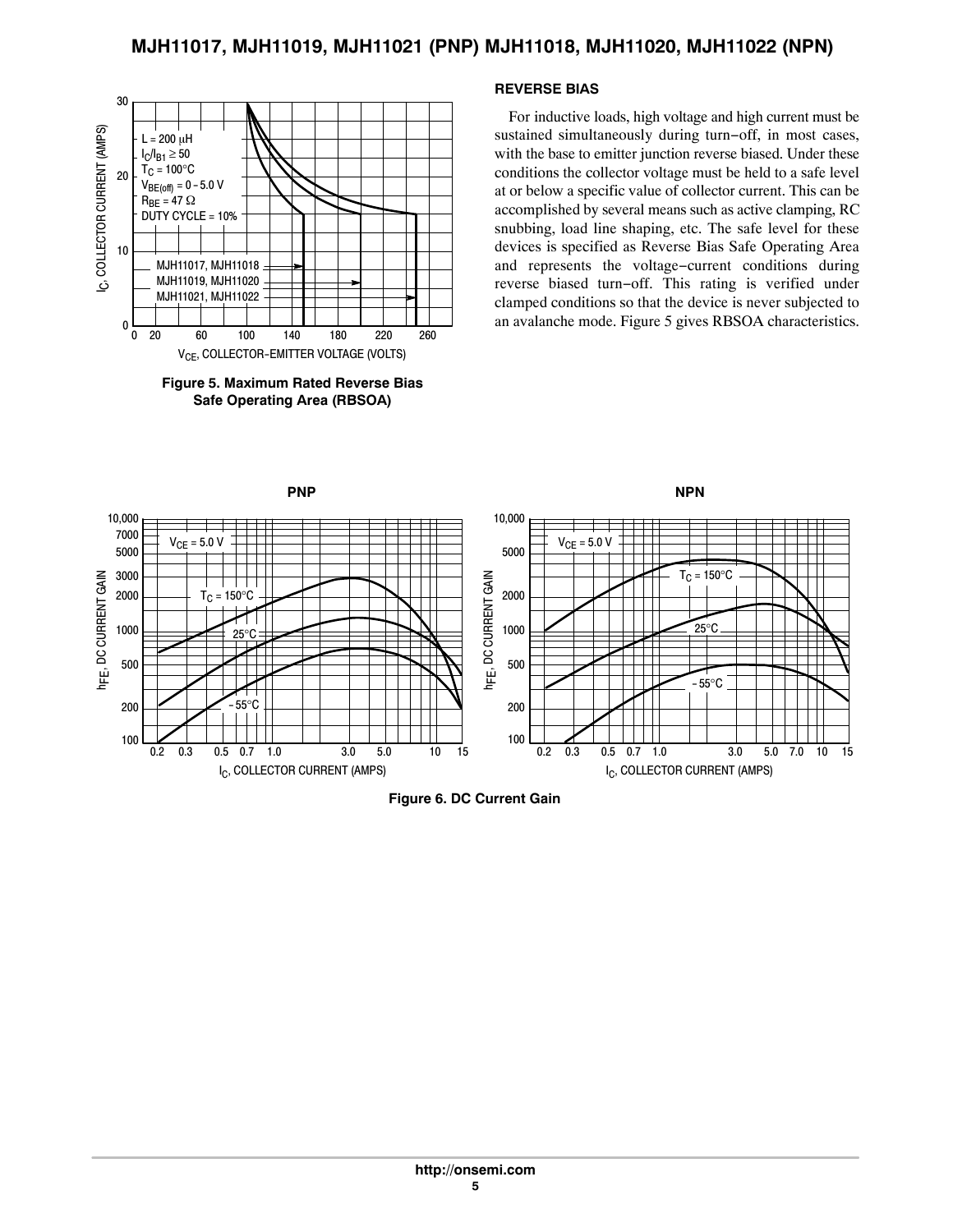## REVERSE BIAS

For inductive loads, high voltage and high current must be sustained simultaneously during turn−off, in most cases, with the base to emitter junction reverse biased. Under these conditions the collector voltage must be held to a safe level at or below a specific value of collector current. This can be accomplished by several means such as active clamping, RC snubbing, load line shaping, etc. The safe level for these devices is specified as Reverse Bias Safe Operating Area and represents the voltage−current conditions during reverse biased turn−off. This rating is verified under clamped conditions so that the device is never subjected to an avalanche mode. Figure 5 gives RBSOA characteristics.

**Figure 5. Maximum Rated Reverse Bias Safe Operating Area (RBSOA)**

**Figure 6. DC Current Gain**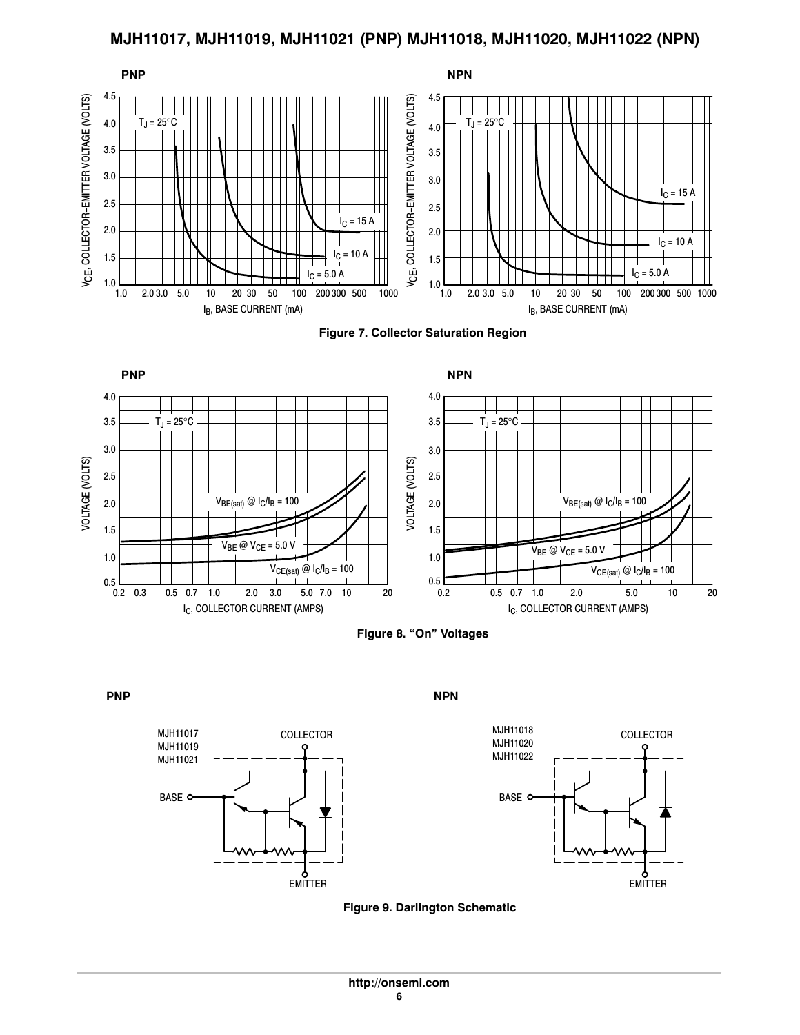**PNP**

**NPN**

**Figure 7. Collector Saturation Region**

**PNP**

**NPN**

**Figure 8. "On" Voltages**

**PNP**

**NPN**

**Figure 9. Darlington Schematic**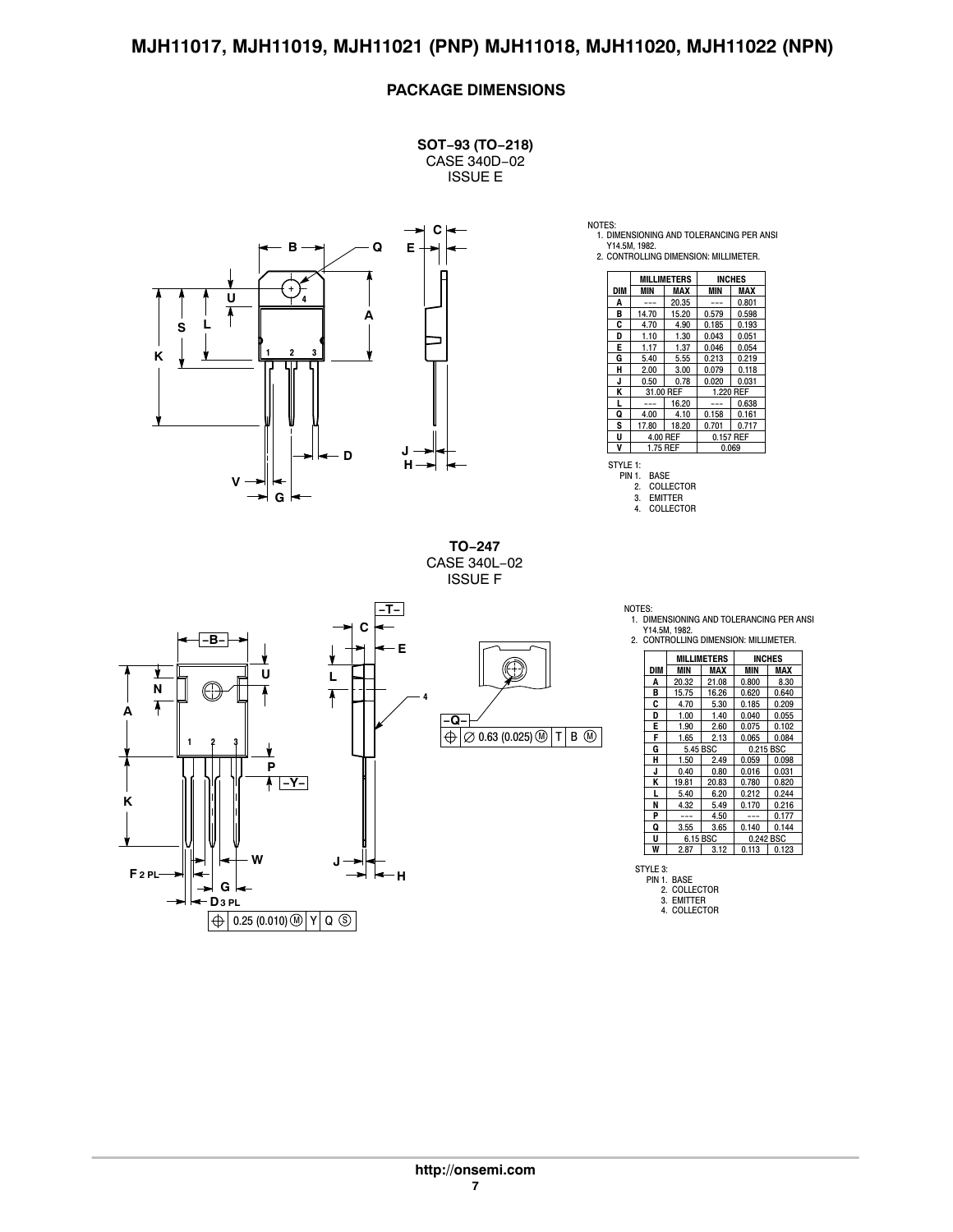## PACKAGE DIMENSIONS

**SOT−93 (TO−218)**
CASE 340D−02
ISSUE E

NOTES:
1. DIMENSIONING AND TOLERANCING PER ANSI Y14.5M, 1982.
2. CONTROLLING DIMENSION: MILLIMETER.

| DIM | MILLIMETERS MIN | MILLIMETERS MAX | INCHES MIN | INCHES MAX |
|---|---|---|---|---|
| A | --- | 20.35 | --- | 0.801 |
| B | 14.70 | 15.20 | 0.579 | 0.598 |
| C | 4.70 | 4.90 | 0.185 | 0.193 |
| D | 1.10 | 1.30 | 0.043 | 0.051 |
| E | 1.17 | 1.37 | 0.046 | 0.054 |
| G | 5.40 | 5.55 | 0.213 | 0.219 |
| H | 2.00 | 3.00 | 0.079 | 0.118 |
| J | 0.50 | 0.78 | 0.020 | 0.031 |
| K | 31.00 REF | | 1.220 REF | |
| L | --- | 16.20 | --- | 0.638 |
| Q | 4.00 | 4.10 | 0.158 | 0.161 |
| S | 17.80 | 18.20 | 0.701 | 0.717 |
| U | 4.00 REF | | 0.157 REF | |
| V | 1.75 REF | | 0.069 | |

STYLE 1:
PIN 1. BASE
2. COLLECTOR
3. EMITTER
4. COLLECTOR

**TO−247**
CASE 340L−02
ISSUE F

NOTES:
1. DIMENSIONING AND TOLERANCING PER ANSI Y14.5M, 1982.
2. CONTROLLING DIMENSION: MILLIMETER.

| DIM | MILLIMETERS MIN | MILLIMETERS MAX | INCHES MIN | INCHES MAX |
|---|---|---|---|---|
| A | 20.32 | 21.08 | 0.800 | 8.30 |
| B | 15.75 | 16.26 | 0.620 | 0.640 |
| C | 4.70 | 5.30 | 0.185 | 0.209 |
| D | 1.00 | 1.40 | 0.040 | 0.055 |
| E | 1.90 | 2.60 | 0.075 | 0.102 |
| F | 1.65 | 2.13 | 0.065 | 0.084 |
| G | 5.45 BSC | | 0.215 BSC | |
| H | 1.50 | 2.49 | 0.059 | 0.098 |
| J | 0.40 | 0.80 | 0.016 | 0.031 |
| K | 19.81 | 20.83 | 0.780 | 0.820 |
| L | 5.40 | 6.20 | 0.212 | 0.244 |
| N | 4.32 | 5.49 | 0.170 | 0.216 |
| P | --- | 4.50 | --- | 0.177 |
| Q | 3.55 | 3.65 | 0.140 | 0.144 |
| U | 6.15 BSC | | 0.242 BSC | |
| W | 2.87 | 3.12 | 0.113 | 0.123 |

STYLE 3:
PIN 1. BASE
2. COLLECTOR
3. EMITTER
4. COLLECTOR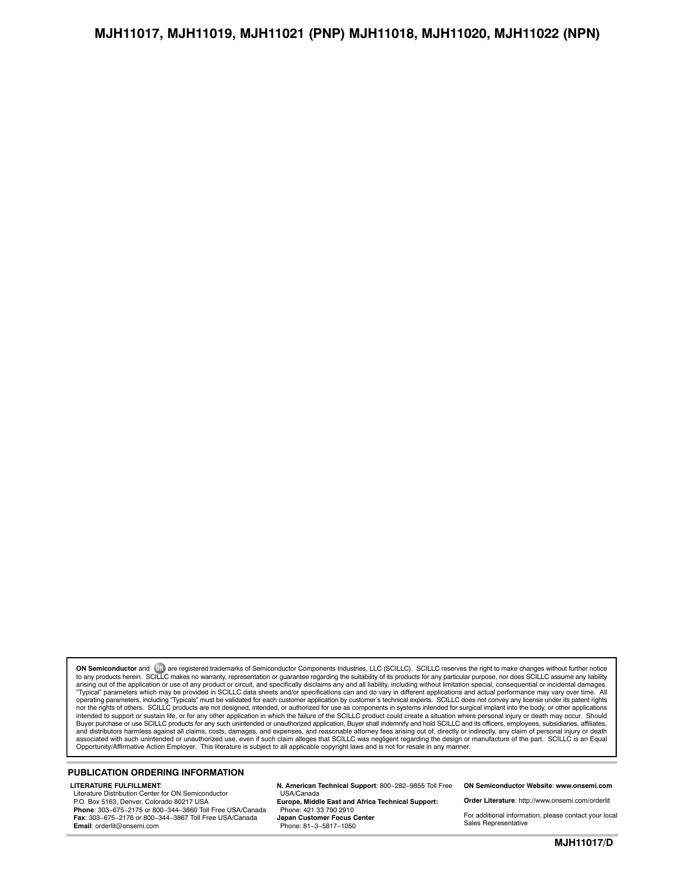**ON Semiconductor** and ON are registered trademarks of Semiconductor Components Industries, LLC (SCILLC). SCILLC reserves the right to make changes without further notice to any products herein. SCILLC makes no warranty, representation or guarantee regarding the suitability of its products for any particular purpose, nor does SCILLC assume any liability arising out of the application or use of any product or circuit, and specifically disclaims any and all liability, including without limitation special, consequential or incidental damages. "Typical" parameters which may be provided in SCILLC data sheets and/or specifications can and do vary in different applications and actual performance may vary over time. All operating parameters, including "Typicals" must be validated for each customer application by customer's technical experts. SCILLC does not convey any license under its patent rights nor the rights of others. SCILLC products are not designed, intended, or authorized for use as components in systems intended for surgical implant into the body, or other applications intended to support or sustain life, or for any other application in which the failure of the SCILLC product could create a situation where personal injury or death may occur. Should Buyer purchase or use SCILLC products for any such unintended or unauthorized application, Buyer shall indemnify and hold SCILLC and its officers, employees, subsidiaries, affiliates, and distributors harmless against all claims, costs, damages, and expenses, and reasonable attorney fees arising out of, directly or indirectly, any claim of personal injury or death associated with such unintended or unauthorized use, even if such claim alleges that SCILLC was negligent regarding the design or manufacture of the part. SCILLC is an Equal Opportunity/Affirmative Action Employer. This literature is subject to all applicable copyright laws and is not for resale in any manner.

## PUBLICATION ORDERING INFORMATION

**LITERATURE FULFILLMENT**:
Literature Distribution Center for ON Semiconductor
P.O. Box 5163, Denver, Colorado 80217 USA
**Phone**: 303−675−2175 or 800−344−3860 Toll Free USA/Canada
**Fax**: 303−675−2176 or 800−344−3867 Toll Free USA/Canada
**Email**: orderlit@onsemi.com

**N. American Technical Support**: 800−282−9855 Toll Free USA/Canada
**Europe, Middle East and Africa Technical Support:**
Phone: 421 33 790 2910
**Japan Customer Focus Center**
Phone: 81−3−5817−1050

**ON Semiconductor Website**: **www.onsemi.com**

**Order Literature**: http://www.onsemi.com/orderlit

For additional information, please contact your local Sales Representative

**MJH11017/D**